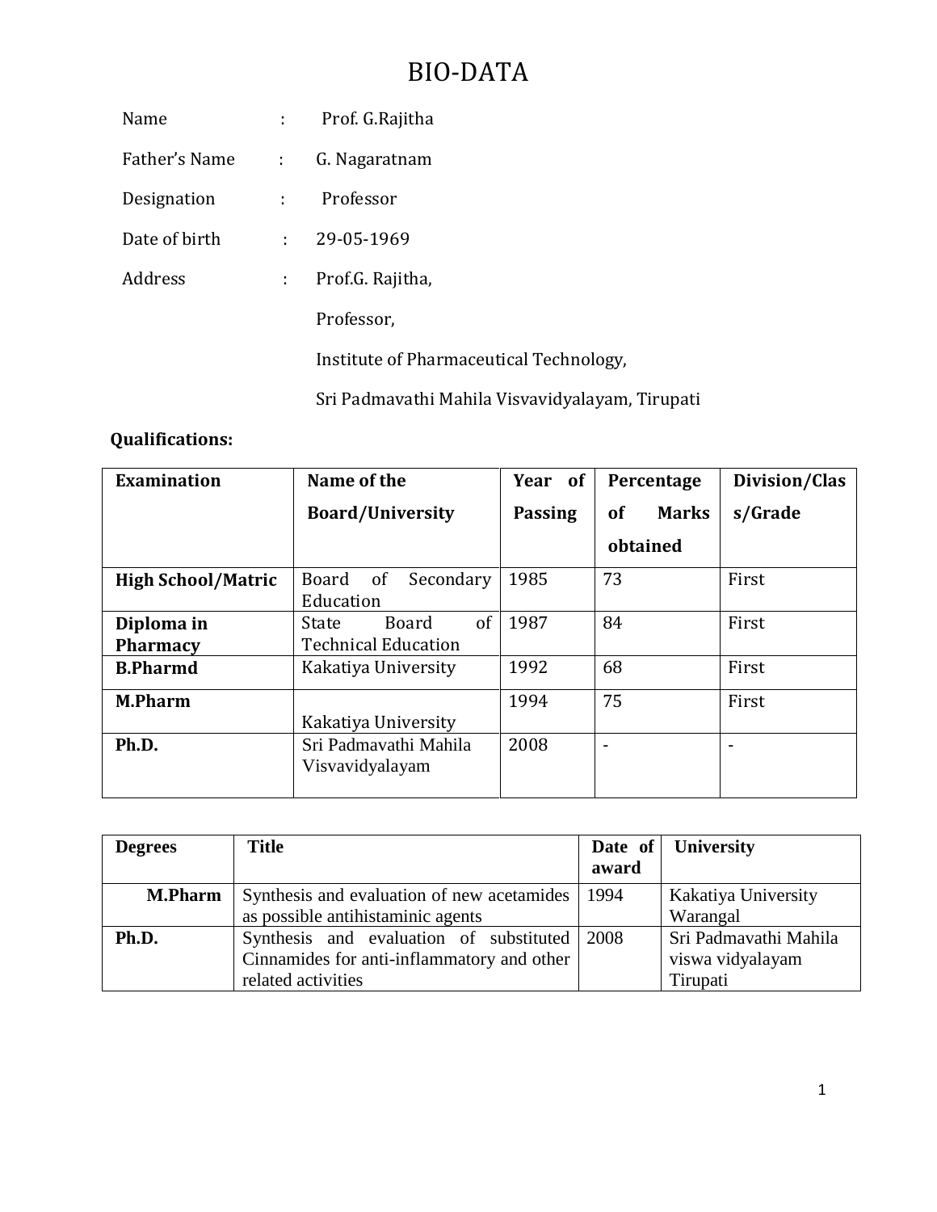# BIO-DATA

Name : Prof. G.Rajitha

Father's Name : G. Nagaratnam

Designation : Professor

Date of birth : 29-05-1969

Address : Prof.G. Rajitha,

Professor,

Institute of Pharmaceutical Technology,

Sri Padmavathi Mahila Visvavidyalayam, Tirupati

**Qualifications:**

| **Examination** | **Name of the Board/University** | **Year of Passing** | **Percentage of Marks obtained** | **Division/Class/Grade** |
|---|---|---|---|---|
| **High School/Matric** | Board of Secondary Education | 1985 | 73 | First |
| **Diploma in Pharmacy** | State Board of Technical Education | 1987 | 84 | First |
| **B.Pharmd** | Kakatiya University | 1992 | 68 | First |
| **M.Pharm** | Kakatiya University | 1994 | 75 | First |
| **Ph.D.** | Sri Padmavathi Mahila Visvavidyalayam | 2008 | - | - |

| **Degrees** | **Title** | **Date of award** | **University** |
|---|---|---|---|
| **M.Pharm** | Synthesis and evaluation of new acetamides as possible antihistaminic agents | 1994 | Kakatiya University Warangal |
| **Ph.D.** | Synthesis and evaluation of substituted Cinnamides for anti-inflammatory and other related activities | 2008 | Sri Padmavathi Mahila viswa vidyalayam Tirupati |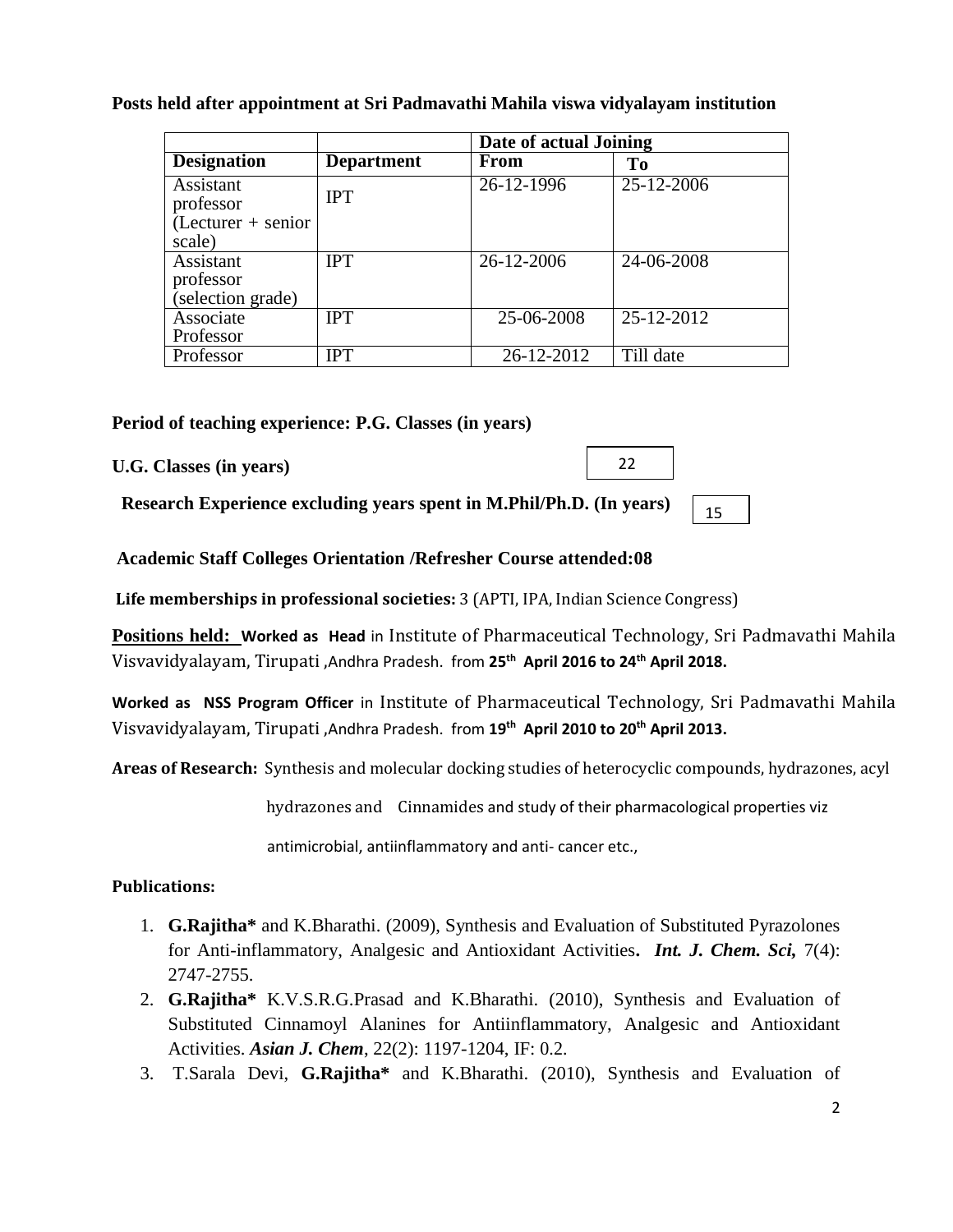**Posts held after appointment at Sri Padmavathi Mahila viswa vidyalayam institution**

| | | Date of actual Joining | |
|---|---|---|---|
| **Designation** | **Department** | **From** | **To** |
| Assistant professor (Lecturer + senior scale) | IPT | 26-12-1996 | 25-12-2006 |
| Assistant professor (selection grade) | IPT | 26-12-2006 | 24-06-2008 |
| Associate Professor | IPT | 25-06-2008 | 25-12-2012 |
| Professor | IPT | 26-12-2012 | Till date |

**Period of teaching experience: P.G. Classes (in years)**

**U.G. Classes (in years)** 22

**Research Experience excluding years spent in M.Phil/Ph.D. (In years)** 15

**Academic Staff Colleges Orientation /Refresher Course attended:08**

**Life memberships in professional societies:** 3 (APTI, IPA, Indian Science Congress)

**Positions held:** **Worked as Head** in Institute of Pharmaceutical Technology, Sri Padmavathi Mahila Visvavidyalayam, Tirupati ,Andhra Pradesh. from **25th April 2016 to 24th April 2018.**

**Worked as NSS Program Officer** in Institute of Pharmaceutical Technology, Sri Padmavathi Mahila Visvavidyalayam, Tirupati ,Andhra Pradesh. from **19th April 2010 to 20th April 2013.**

**Areas of Research:** Synthesis and molecular docking studies of heterocyclic compounds, hydrazones, acyl hydrazones and Cinnamides and study of their pharmacological properties viz antimicrobial, antiinflammatory and anti- cancer etc.,

**Publications:**

1. **G.Rajitha*** and K.Bharathi. (2009), Synthesis and Evaluation of Substituted Pyrazolones for Anti-inflammatory, Analgesic and Antioxidant Activities**.** ***Int. J. Chem. Sci,*** 7(4): 2747-2755.
2. **G.Rajitha*** K.V.S.R.G.Prasad and K.Bharathi. (2010), Synthesis and Evaluation of Substituted Cinnamoyl Alanines for Antiinflammatory, Analgesic and Antioxidant Activities. ***Asian J. Chem***, 22(2): 1197-1204, IF: 0.2.
3. T.Sarala Devi, **G.Rajitha*** and K.Bharathi. (2010), Synthesis and Evaluation of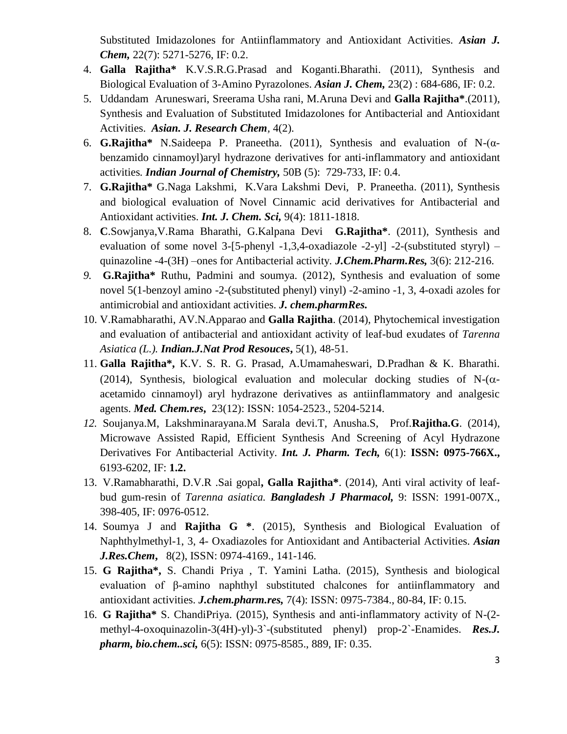Substituted Imidazolones for Antiinflammatory and Antioxidant Activities. ***Asian J. Chem,*** 22(7): 5271-5276, IF: 0.2.

4. **Galla Rajitha*** K.V.S.R.G.Prasad and Koganti.Bharathi. (2011), Synthesis and Biological Evaluation of 3-Amino Pyrazolones. ***Asian J. Chem,*** 23(2) : 684-686, IF: 0.2.
5. Uddandam Aruneswari, Sreerama Usha rani, M.Aruna Devi and **Galla Rajitha***.(2011), Synthesis and Evaluation of Substituted Imidazolones for Antibacterial and Antioxidant Activities. ***Asian. J. Research Chem***, 4(2).
6. **G.Rajitha*** N.Saideepa P. Praneetha. (2011), Synthesis and evaluation of N-(α-benzamido cinnamoyl)aryl hydrazone derivatives for anti-inflammatory and antioxidant activities*.* ***Indian Journal of Chemistry,*** 50B (5): 729-733, IF: 0.4.
7. **G.Rajitha*** G.Naga Lakshmi, K.Vara Lakshmi Devi, P. Praneetha. (2011), Synthesis and biological evaluation of Novel Cinnamic acid derivatives for Antibacterial and Antioxidant activities. ***Int. J. Chem. Sci,*** 9(4): 1811-1818.
8. **C**.Sowjanya,V.Rama Bharathi, G.Kalpana Devi **G.Rajitha***. (2011), Synthesis and evaluation of some novel 3-[5-phenyl -1,3,4-oxadiazole -2-yl] -2-(substituted styryl) –quinazoline -4-(3H) –ones for Antibacterial activity*.* ***J.Chem.Pharm.Res,*** 3(6): 212-216.
9. **G.Rajitha*** Ruthu, Padmini and soumya. (2012), Synthesis and evaluation of some novel 5(1-benzoyl amino -2-(substituted phenyl) vinyl) -2-amino -1, 3, 4-oxadi azoles for antimicrobial and antioxidant activities. ***J. chem.pharmRes.***
10. V.Ramabharathi, AV.N.Apparao and **Galla Rajitha**. (2014), Phytochemical investigation and evaluation of antibacterial and antioxidant activity of leaf-bud exudates of *Tarenna Asiatica (L.).* ***Indian.J.Nat Prod Resouces***, 5(1), 48-51.
11. **Galla Rajitha*,** K.V. S. R. G. Prasad, A.Umamaheswari, D.Pradhan & K. Bharathi. (2014), Synthesis, biological evaluation and molecular docking studies of N-(α-acetamido cinnamoyl) aryl hydrazone derivatives as antiinflammatory and analgesic agents. ***Med. Chem.res***, 23(12): ISSN: 1054-2523., 5204-5214.
12. Soujanya.M, Lakshminarayana.M Sarala devi.T, Anusha.S, Prof.**Rajitha.G**. (2014), Microwave Assisted Rapid, Efficient Synthesis And Screening of Acyl Hydrazone Derivatives For Antibacterial Activity. ***Int. J. Pharm. Tech,*** 6(1): **ISSN: 0975-766X.,** 6193-6202, IF: **1.2.**
13. V.Ramabharathi, D.V.R .Sai gopal**, Galla Rajitha***. (2014), Anti viral activity of leaf-bud gum-resin of *Tarenna asiatica.* ***Bangladesh J Pharmacol,*** 9: ISSN: 1991-007X., 398-405, IF: 0976-0512.
14. Soumya J and **Rajitha G ***. (2015), Synthesis and Biological Evaluation of Naphthylmethyl-1, 3, 4- Oxadiazoles for Antioxidant and Antibacterial Activities. ***Asian J.Res.Chem***, 8(2), ISSN: 0974-4169., 141-146.
15. **G Rajitha*,** S. Chandi Priya , T. Yamini Latha. (2015), Synthesis and biological evaluation of β-amino naphthyl substituted chalcones for antiinflammatory and antioxidant activities. ***J.chem.pharm.res,*** 7(4): ISSN: 0975-7384., 80-84, IF: 0.15.
16. **G Rajitha*** S. ChandiPriya. (2015), Synthesis and anti-inflammatory activity of N-(2-methyl-4-oxoquinazolin-3(4H)-yl)-3`-(substituted phenyl) prop-2`-Enamides. ***Res.J. pharm, bio.chem..sci,*** 6(5): ISSN: 0975-8585., 889, IF: 0.35.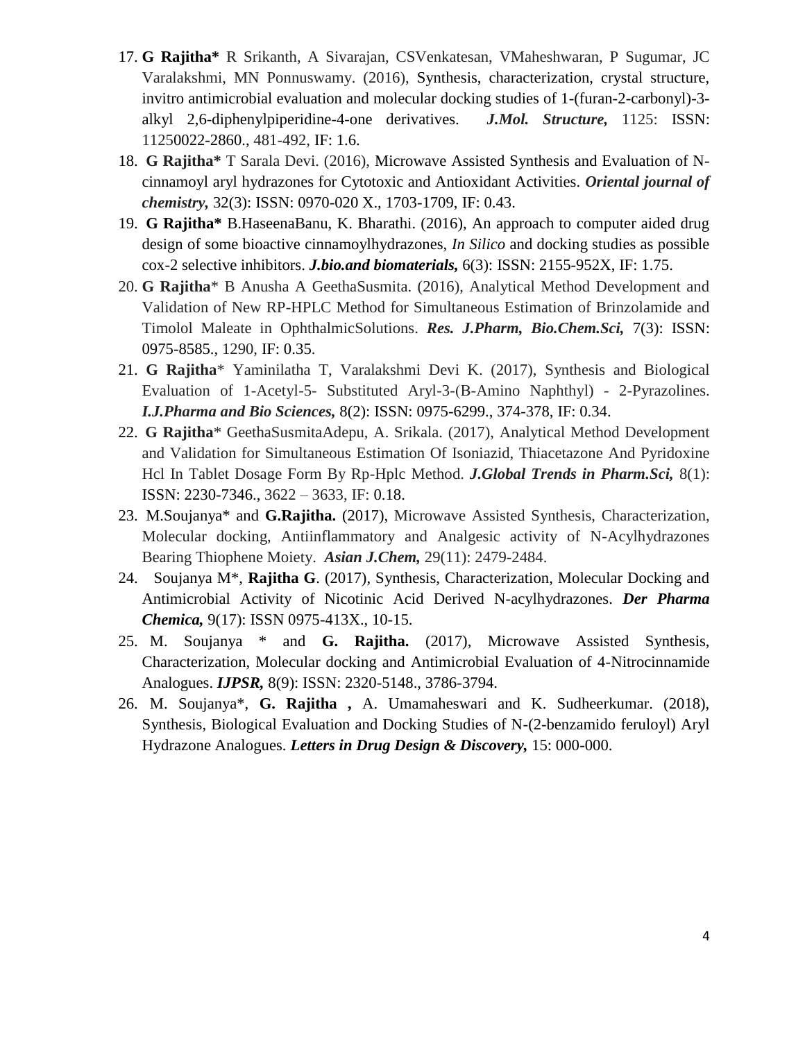17. **G Rajitha*** R Srikanth, A Sivarajan, CSVenkatesan, VMaheshwaran, P Sugumar, JC Varalakshmi, MN Ponnuswamy. (2016), Synthesis, characterization, crystal structure, invitro antimicrobial evaluation and molecular docking studies of 1-(furan-2-carbonyl)-3-alkyl 2,6-diphenylpiperidine-4-one derivatives. ***J.Mol. Structure,*** 1125: ISSN: 11250022-2860., 481-492, IF: 1.6.
18. **G Rajitha*** T Sarala Devi. (2016), Microwave Assisted Synthesis and Evaluation of N-cinnamoyl aryl hydrazones for Cytotoxic and Antioxidant Activities. ***Oriental journal of chemistry,*** 32(3): ISSN: 0970-020 X., 1703-1709, IF: 0.43.
19. **G Rajitha*** B.HaseenaBanu, K. Bharathi. (2016), An approach to computer aided drug design of some bioactive cinnamoylhydrazones, *In Silico* and docking studies as possible cox-2 selective inhibitors. ***J.bio.and biomaterials,*** 6(3): ISSN: 2155-952X, IF: 1.75.
20. **G Rajitha*** B Anusha A GeethaSusmita. (2016), Analytical Method Development and Validation of New RP-HPLC Method for Simultaneous Estimation of Brinzolamide and Timolol Maleate in OphthalmicSolutions. ***Res. J.Pharm, Bio.Chem.Sci,*** 7(3): ISSN: 0975-8585., 1290, IF: 0.35.
21. **G Rajitha*** Yaminilatha T, Varalakshmi Devi K. (2017), Synthesis and Biological Evaluation of 1-Acetyl-5- Substituted Aryl-3-(B-Amino Naphthyl) - 2-Pyrazolines. ***I.J.Pharma and Bio Sciences,*** 8(2): ISSN: 0975-6299., 374-378, IF: 0.34.
22. **G Rajitha*** GeethaSusmitaAdepu, A. Srikala. (2017), Analytical Method Development and Validation for Simultaneous Estimation Of Isoniazid, Thiacetazone And Pyridoxine Hcl In Tablet Dosage Form By Rp-Hplc Method. ***J.Global Trends in Pharm.Sci,*** 8(1): ISSN: 2230-7346., 3622 – 3633, IF: 0.18.
23. M.Soujanya* and **G.Rajitha.** (2017), Microwave Assisted Synthesis, Characterization, Molecular docking, Antiinflammatory and Analgesic activity of N-Acylhydrazones Bearing Thiophene Moiety. ***Asian J.Chem,*** 29(11): 2479-2484.
24. Soujanya M*, **Rajitha G**. (2017), Synthesis, Characterization, Molecular Docking and Antimicrobial Activity of Nicotinic Acid Derived N-acylhydrazones. ***Der Pharma Chemica,*** 9(17): ISSN 0975-413X., 10-15.
25. M. Soujanya * and **G. Rajitha.** (2017), Microwave Assisted Synthesis, Characterization, Molecular docking and Antimicrobial Evaluation of 4-Nitrocinnamide Analogues. ***IJPSR,*** 8(9): ISSN: 2320-5148., 3786-3794.
26. M. Soujanya*, **G. Rajitha ,** A. Umamaheswari and K. Sudheerkumar. (2018), Synthesis, Biological Evaluation and Docking Studies of N-(2-benzamido feruloyl) Aryl Hydrazone Analogues. ***Letters in Drug Design & Discovery,*** 15: 000-000.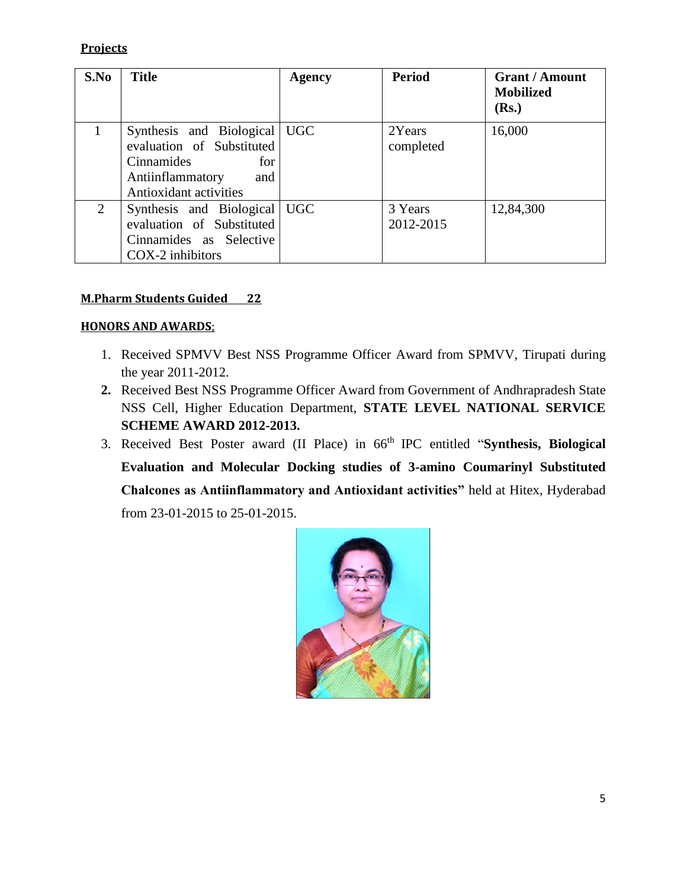**Projects**

| S.No | Title | Agency | Period | Grant / Amount Mobilized (Rs.) |
|---|---|---|---|---|
| 1 | Synthesis and Biological evaluation of Substituted Cinnamides for Antiinflammatory and Antioxidant activities | UGC | 2Years completed | 16,000 |
| 2 | Synthesis and Biological evaluation of Substituted Cinnamides as Selective COX-2 inhibitors | UGC | 3 Years 2012-2015 | 12,84,300 |

**M.Pharm Students Guided 22**

**HONORS AND AWARDS**;

1. Received SPMVV Best NSS Programme Officer Award from SPMVV, Tirupati during the year 2011-2012.
2. Received Best NSS Programme Officer Award from Government of Andhrapradesh State NSS Cell, Higher Education Department, **STATE LEVEL NATIONAL SERVICE SCHEME AWARD 2012-2013.**
3. Received Best Poster award (II Place) in 66th IPC entitled "**Synthesis, Biological Evaluation and Molecular Docking studies of 3-amino Coumarinyl Substituted Chalcones as Antiinflammatory and Antioxidant activities"** held at Hitex, Hyderabad from 23-01-2015 to 25-01-2015.